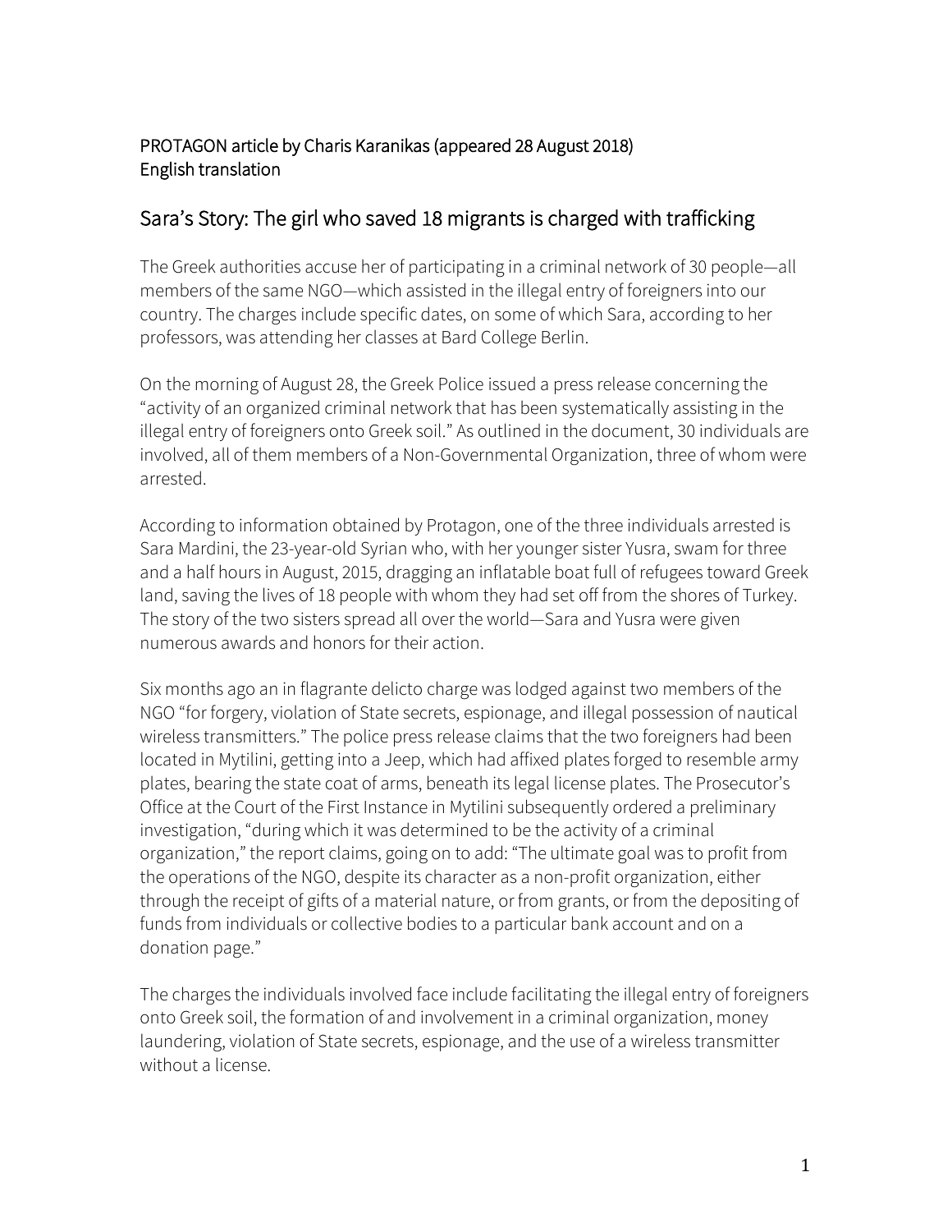PROTAGON article by Charis Karanikas (appeared 28 August 2018)
English translation

## Sara's Story: The girl who saved 18 migrants is charged with trafficking

The Greek authorities accuse her of participating in a criminal network of 30 people—all members of the same NGO—which assisted in the illegal entry of foreigners into our country. The charges include specific dates, on some of which Sara, according to her professors, was attending her classes at Bard College Berlin.

On the morning of August 28, the Greek Police issued a press release concerning the "activity of an organized criminal network that has been systematically assisting in the illegal entry of foreigners onto Greek soil." As outlined in the document, 30 individuals are involved, all of them members of a Non-Governmental Organization, three of whom were arrested.

According to information obtained by Protagon, one of the three individuals arrested is Sara Mardini, the 23-year-old Syrian who, with her younger sister Yusra, swam for three and a half hours in August, 2015, dragging an inflatable boat full of refugees toward Greek land, saving the lives of 18 people with whom they had set off from the shores of Turkey. The story of the two sisters spread all over the world—Sara and Yusra were given numerous awards and honors for their action.

Six months ago an in flagrante delicto charge was lodged against two members of the NGO "for forgery, violation of State secrets, espionage, and illegal possession of nautical wireless transmitters." The police press release claims that the two foreigners had been located in Mytilini, getting into a Jeep, which had affixed plates forged to resemble army plates, bearing the state coat of arms, beneath its legal license plates. The Prosecutor's Office at the Court of the First Instance in Mytilini subsequently ordered a preliminary investigation, "during which it was determined to be the activity of a criminal organization," the report claims, going on to add: "The ultimate goal was to profit from the operations of the NGO, despite its character as a non-profit organization, either through the receipt of gifts of a material nature, or from grants, or from the depositing of funds from individuals or collective bodies to a particular bank account and on a donation page."

The charges the individuals involved face include facilitating the illegal entry of foreigners onto Greek soil, the formation of and involvement in a criminal organization, money laundering, violation of State secrets, espionage, and the use of a wireless transmitter without a license.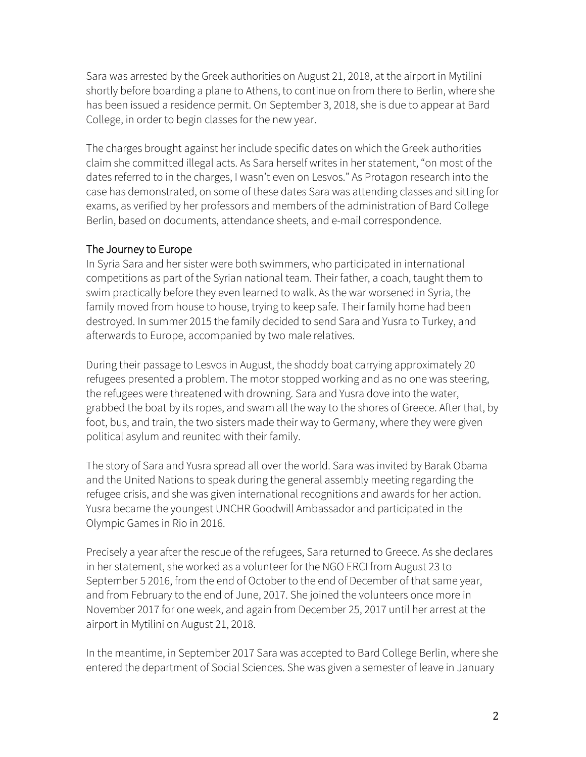Sara was arrested by the Greek authorities on August 21, 2018, at the airport in Mytilini shortly before boarding a plane to Athens, to continue on from there to Berlin, where she has been issued a residence permit. On September 3, 2018, she is due to appear at Bard College, in order to begin classes for the new year.

The charges brought against her include specific dates on which the Greek authorities claim she committed illegal acts. As Sara herself writes in her statement, "on most of the dates referred to in the charges, I wasn't even on Lesvos." As Protagon research into the case has demonstrated, on some of these dates Sara was attending classes and sitting for exams, as verified by her professors and members of the administration of Bard College Berlin, based on documents, attendance sheets, and e-mail correspondence.

## The Journey to Europe

In Syria Sara and her sister were both swimmers, who participated in international competitions as part of the Syrian national team. Their father, a coach, taught them to swim practically before they even learned to walk. As the war worsened in Syria, the family moved from house to house, trying to keep safe. Their family home had been destroyed. In summer 2015 the family decided to send Sara and Yusra to Turkey, and afterwards to Europe, accompanied by two male relatives.

During their passage to Lesvos in August, the shoddy boat carrying approximately 20 refugees presented a problem. The motor stopped working and as no one was steering, the refugees were threatened with drowning. Sara and Yusra dove into the water, grabbed the boat by its ropes, and swam all the way to the shores of Greece. After that, by foot, bus, and train, the two sisters made their way to Germany, where they were given political asylum and reunited with their family.

The story of Sara and Yusra spread all over the world. Sara was invited by Barak Obama and the United Nations to speak during the general assembly meeting regarding the refugee crisis, and she was given international recognitions and awards for her action. Yusra became the youngest UNCHR Goodwill Ambassador and participated in the Olympic Games in Rio in 2016.

Precisely a year after the rescue of the refugees, Sara returned to Greece. As she declares in her statement, she worked as a volunteer for the NGO ERCI from August 23 to September 5 2016, from the end of October to the end of December of that same year, and from February to the end of June, 2017. She joined the volunteers once more in November 2017 for one week, and again from December 25, 2017 until her arrest at the airport in Mytilini on August 21, 2018.

In the meantime, in September 2017 Sara was accepted to Bard College Berlin, where she entered the department of Social Sciences. She was given a semester of leave in January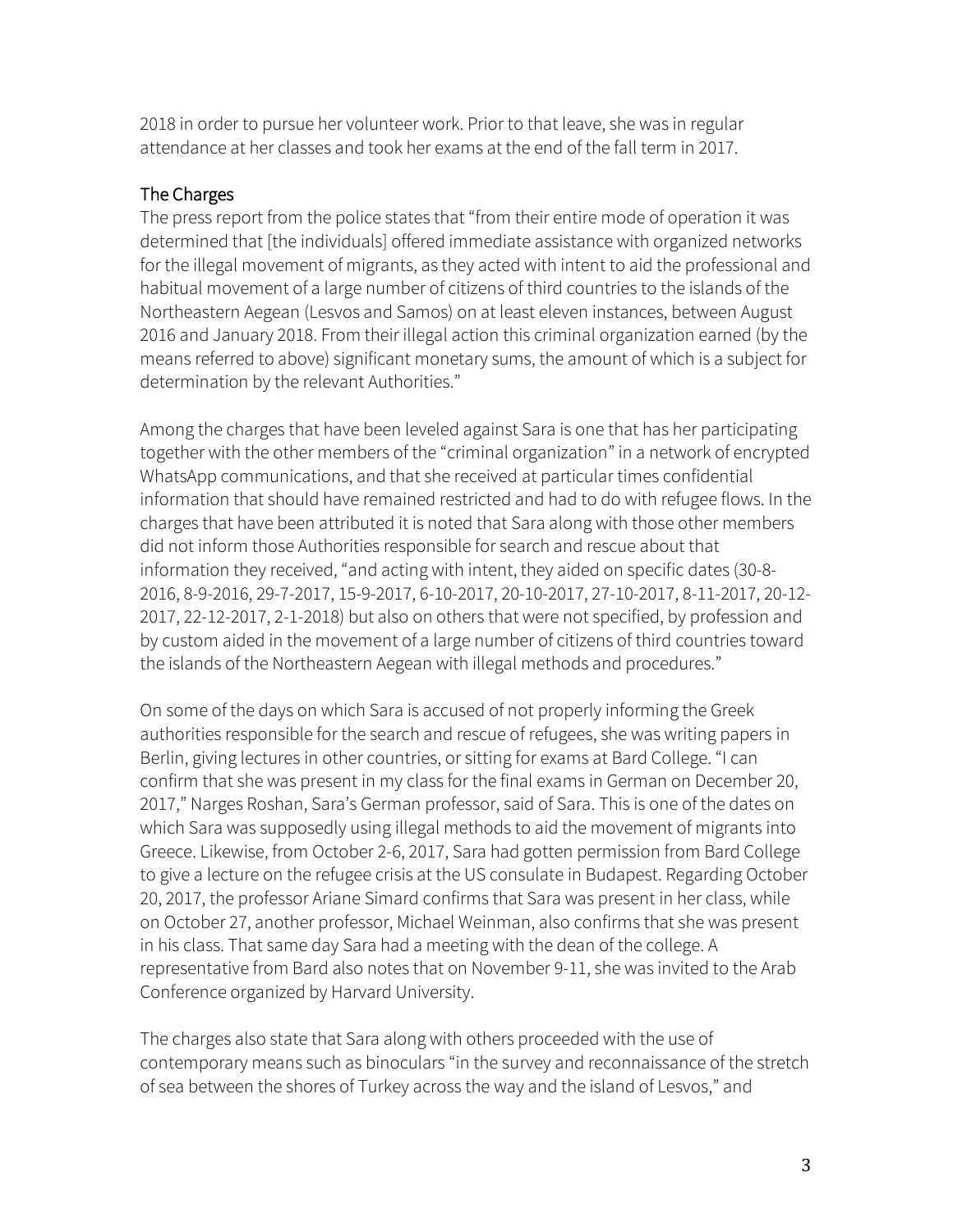2018 in order to pursue her volunteer work. Prior to that leave, she was in regular attendance at her classes and took her exams at the end of the fall term in 2017.

## The Charges

The press report from the police states that "from their entire mode of operation it was determined that [the individuals] offered immediate assistance with organized networks for the illegal movement of migrants, as they acted with intent to aid the professional and habitual movement of a large number of citizens of third countries to the islands of the Northeastern Aegean (Lesvos and Samos) on at least eleven instances, between August 2016 and January 2018. From their illegal action this criminal organization earned (by the means referred to above) significant monetary sums, the amount of which is a subject for determination by the relevant Authorities."

Among the charges that have been leveled against Sara is one that has her participating together with the other members of the "criminal organization" in a network of encrypted WhatsApp communications, and that she received at particular times confidential information that should have remained restricted and had to do with refugee flows. In the charges that have been attributed it is noted that Sara along with those other members did not inform those Authorities responsible for search and rescue about that information they received, "and acting with intent, they aided on specific dates (30-8-2016, 8-9-2016, 29-7-2017, 15-9-2017, 6-10-2017, 20-10-2017, 27-10-2017, 8-11-2017, 20-12-2017, 22-12-2017, 2-1-2018) but also on others that were not specified, by profession and by custom aided in the movement of a large number of citizens of third countries toward the islands of the Northeastern Aegean with illegal methods and procedures."

On some of the days on which Sara is accused of not properly informing the Greek authorities responsible for the search and rescue of refugees, she was writing papers in Berlin, giving lectures in other countries, or sitting for exams at Bard College. "I can confirm that she was present in my class for the final exams in German on December 20, 2017," Narges Roshan, Sara's German professor, said of Sara. This is one of the dates on which Sara was supposedly using illegal methods to aid the movement of migrants into Greece. Likewise, from October 2-6, 2017, Sara had gotten permission from Bard College to give a lecture on the refugee crisis at the US consulate in Budapest. Regarding October 20, 2017, the professor Ariane Simard confirms that Sara was present in her class, while on October 27, another professor, Michael Weinman, also confirms that she was present in his class. That same day Sara had a meeting with the dean of the college. A representative from Bard also notes that on November 9-11, she was invited to the Arab Conference organized by Harvard University.

The charges also state that Sara along with others proceeded with the use of contemporary means such as binoculars "in the survey and reconnaissance of the stretch of sea between the shores of Turkey across the way and the island of Lesvos," and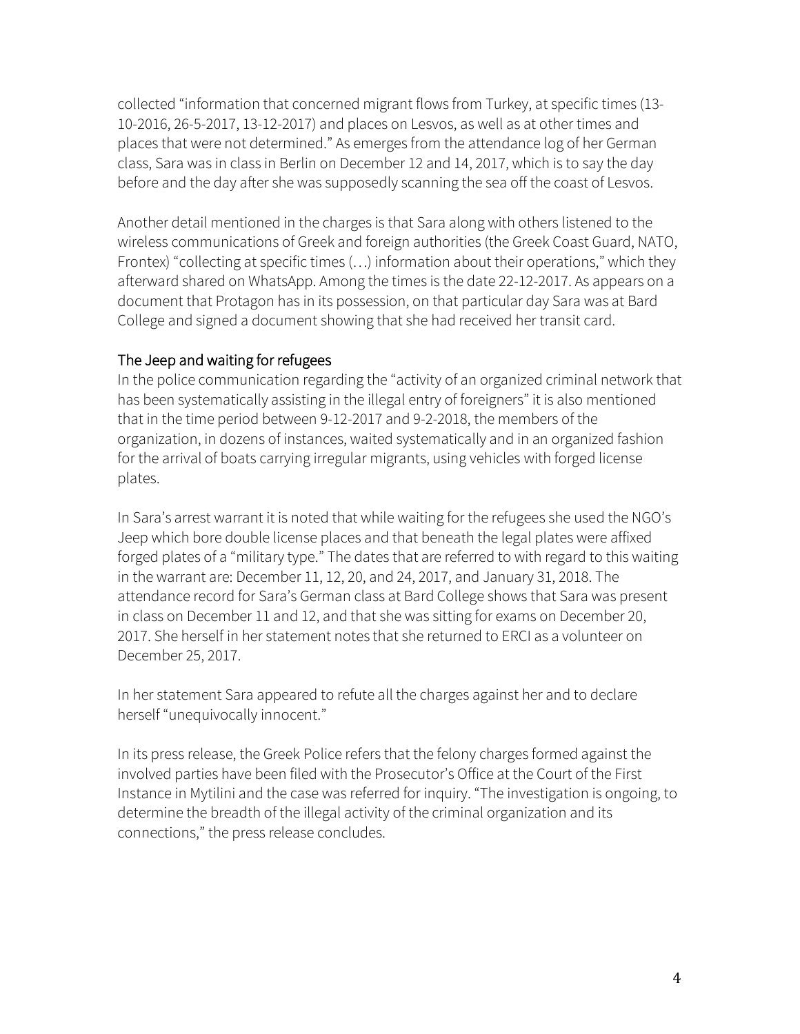collected "information that concerned migrant flows from Turkey, at specific times (13-10-2016, 26-5-2017, 13-12-2017) and places on Lesvos, as well as at other times and places that were not determined." As emerges from the attendance log of her German class, Sara was in class in Berlin on December 12 and 14, 2017, which is to say the day before and the day after she was supposedly scanning the sea off the coast of Lesvos.

Another detail mentioned in the charges is that Sara along with others listened to the wireless communications of Greek and foreign authorities (the Greek Coast Guard, NATO, Frontex) "collecting at specific times (…) information about their operations," which they afterward shared on WhatsApp. Among the times is the date 22-12-2017. As appears on a document that Protagon has in its possession, on that particular day Sara was at Bard College and signed a document showing that she had received her transit card.

## The Jeep and waiting for refugees

In the police communication regarding the "activity of an organized criminal network that has been systematically assisting in the illegal entry of foreigners" it is also mentioned that in the time period between 9-12-2017 and 9-2-2018, the members of the organization, in dozens of instances, waited systematically and in an organized fashion for the arrival of boats carrying irregular migrants, using vehicles with forged license plates.

In Sara's arrest warrant it is noted that while waiting for the refugees she used the NGO's Jeep which bore double license places and that beneath the legal plates were affixed forged plates of a "military type." The dates that are referred to with regard to this waiting in the warrant are: December 11, 12, 20, and 24, 2017, and January 31, 2018. The attendance record for Sara's German class at Bard College shows that Sara was present in class on December 11 and 12, and that she was sitting for exams on December 20, 2017. She herself in her statement notes that she returned to ERCI as a volunteer on December 25, 2017.

In her statement Sara appeared to refute all the charges against her and to declare herself "unequivocally innocent."

In its press release, the Greek Police refers that the felony charges formed against the involved parties have been filed with the Prosecutor's Office at the Court of the First Instance in Mytilini and the case was referred for inquiry. "The investigation is ongoing, to determine the breadth of the illegal activity of the criminal organization and its connections," the press release concludes.